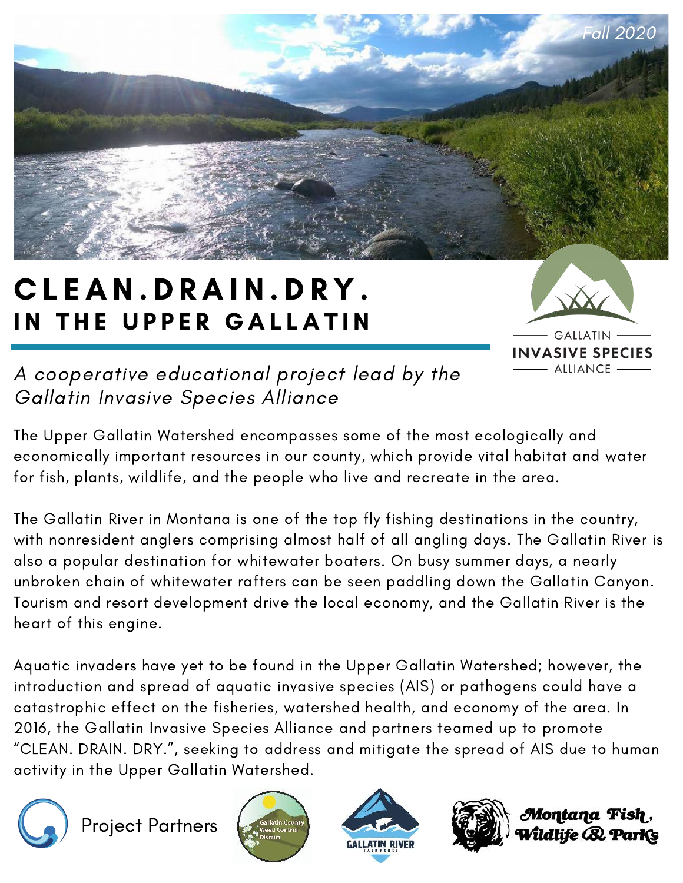Fall 2020

# CLEAN.DRAIN.DRY.
## IN THE UPPER GALLATIN

GALLATIN INVASIVE SPECIES ALLIANCE

*A cooperative educational project lead by the Gallatin Invasive Species Alliance*

The Upper Gallatin Watershed encompasses some of the most ecologically and economically important resources in our county, which provide vital habitat and water for fish, plants, wildlife, and the people who live and recreate in the area.

The Gallatin River in Montana is one of the top fly fishing destinations in the country, with nonresident anglers comprising almost half of all angling days. The Gallatin River is also a popular destination for whitewater boaters. On busy summer days, a nearly unbroken chain of whitewater rafters can be seen paddling down the Gallatin Canyon. Tourism and resort development drive the local economy, and the Gallatin River is the heart of this engine.

Aquatic invaders have yet to be found in the Upper Gallatin Watershed; however, the introduction and spread of aquatic invasive species (AIS) or pathogens could have a catastrophic effect on the fisheries, watershed health, and economy of the area. In 2016, the Gallatin Invasive Species Alliance and partners teamed up to promote "CLEAN. DRAIN. DRY.", seeking to address and mitigate the spread of AIS due to human activity in the Upper Gallatin Watershed.

Project Partners

Gallatin County Weed Control District

GALLATIN RIVER TASK FORCE

Montana Fish, Wildlife & Parks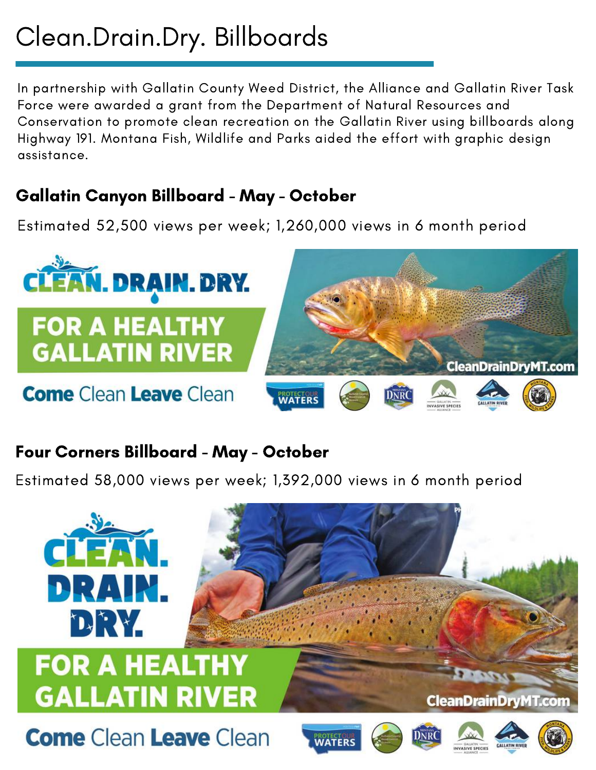# Clean.Drain.Dry. Billboards

In partnership with Gallatin County Weed District, the Alliance and Gallatin River Task Force were awarded a grant from the Department of Natural Resources and Conservation to promote clean recreation on the Gallatin River using billboards along Highway 191. Montana Fish, Wildlife and Parks aided the effort with graphic design assistance.

## Gallatin Canyon Billboard - May - October

Estimated 52,500 views per week; 1,260,000 views in 6 month period

## Four Corners Billboard - May - October

Estimated 58,000 views per week; 1,392,000 views in 6 month period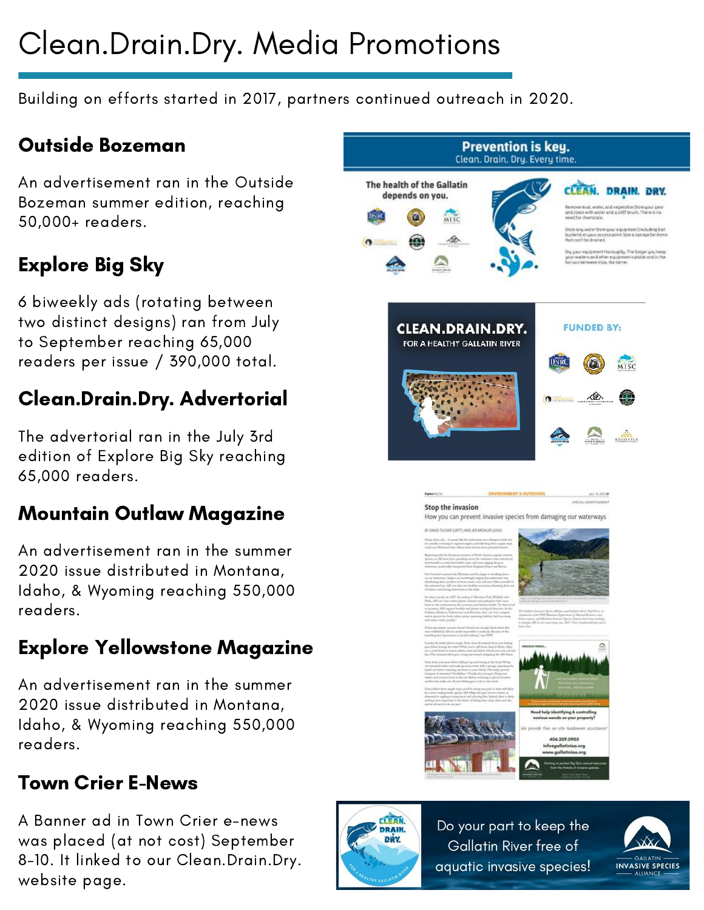# Clean.Drain.Dry. Media Promotions

Building on efforts started in 2017, partners continued outreach in 2020.

## Outside Bozeman

An advertisement ran in the Outside Bozeman summer edition, reaching 50,000+ readers.

## Explore Big Sky

6 biweekly ads (rotating between two distinct designs) ran from July to September reaching 65,000 readers per issue / 390,000 total.

## Clean.Drain.Dry. Advertorial

The advertorial ran in the July 3rd edition of Explore Big Sky reaching 65,000 readers.

## Mountain Outlaw Magazine

An advertisement ran in the summer 2020 issue distributed in Montana, Idaho, & Wyoming reaching 550,000 readers.

## Explore Yellowstone Magazine

An advertisement ran in the summer 2020 issue distributed in Montana, Idaho, & Wyoming reaching 550,000 readers.

## Town Crier E-News

A Banner ad in Town Crier e-news was placed (at not cost) September 8-10. It linked to our Clean.Drain.Dry. website page.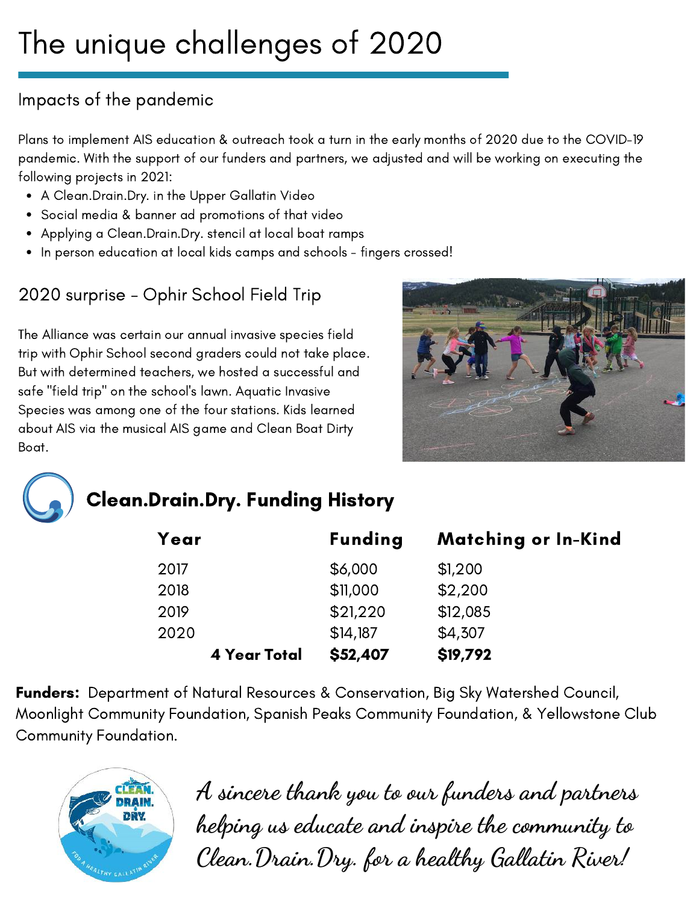# The unique challenges of 2020

## Impacts of the pandemic

Plans to implement AIS education & outreach took a turn in the early months of 2020 due to the COVID-19 pandemic. With the support of our funders and partners, we adjusted and will be working on executing the following projects in 2021:

- A Clean.Drain.Dry. in the Upper Gallatin Video
- Social media & banner ad promotions of that video
- Applying a Clean.Drain.Dry. stencil at local boat ramps
- In person education at local kids camps and schools - fingers crossed!

## 2020 surprise - Ophir School Field Trip

The Alliance was certain our annual invasive species field trip with Ophir School second graders could not take place. But with determined teachers, we hosted a successful and safe "field trip" on the school's lawn. Aquatic Invasive Species was among one of the four stations. Kids learned about AIS via the musical AIS game and Clean Boat Dirty Boat.

## Clean.Drain.Dry. Funding History

| Year | Funding | Matching or In-Kind |
|---|---|---|
| 2017 | $6,000 | $1,200 |
| 2018 | $11,000 | $2,200 |
| 2019 | $21,220 | $12,085 |
| 2020 | $14,187 | $4,307 |
| **4 Year Total** | **$52,407** | **$19,792** |

**Funders:** Department of Natural Resources & Conservation, Big Sky Watershed Council, Moonlight Community Foundation, Spanish Peaks Community Foundation, & Yellowstone Club Community Foundation.

*A sincere thank you to our funders and partners helping us educate and inspire the community to Clean.Drain.Dry. for a healthy Gallatin River!*